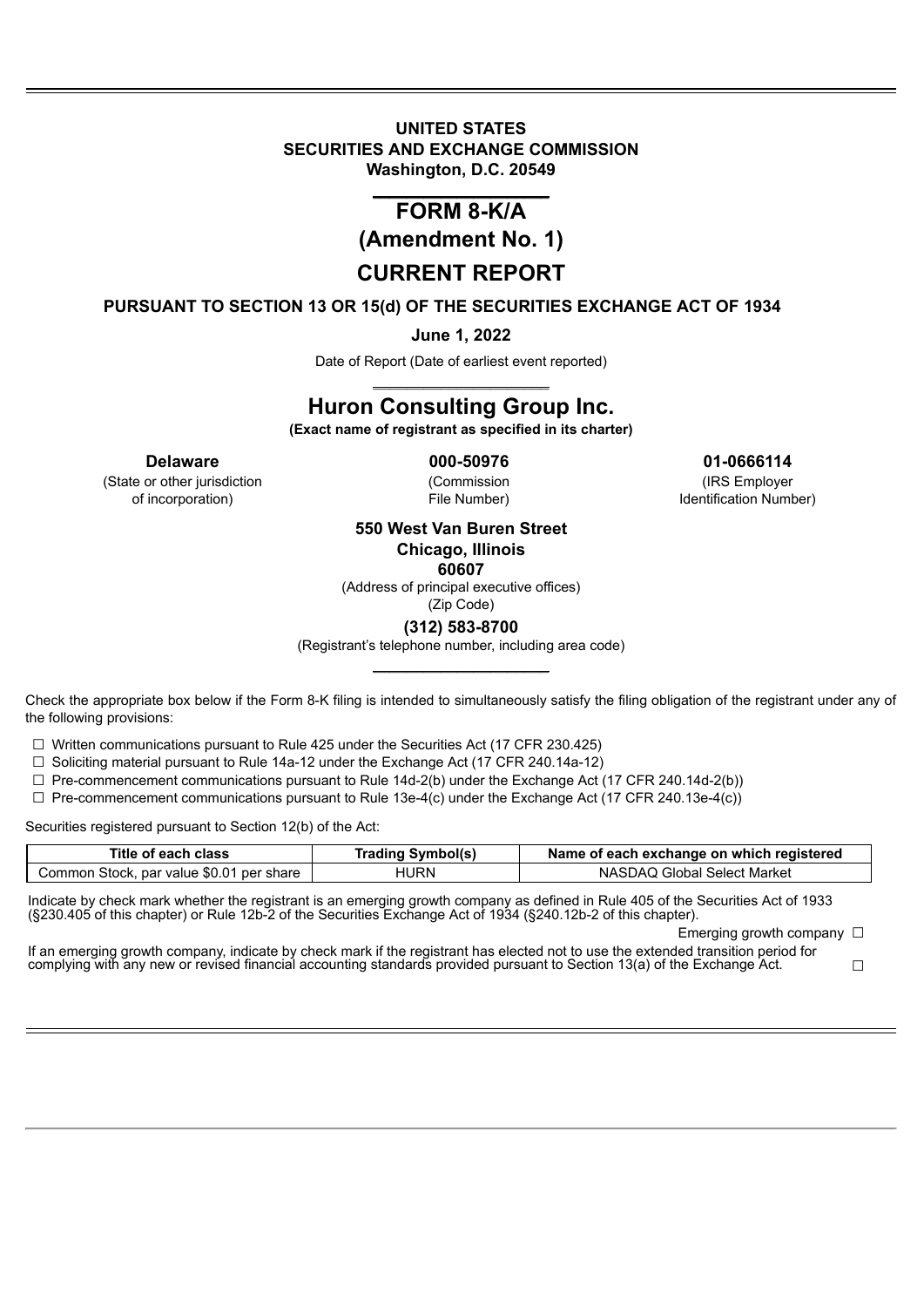**UNITED STATES**
**SECURITIES AND EXCHANGE COMMISSION**
**Washington, D.C. 20549**

# FORM 8-K/A

## (Amendment No. 1)

# CURRENT REPORT

**PURSUANT TO SECTION 13 OR 15(d) OF THE SECURITIES EXCHANGE ACT OF 1934**

**June 1, 2022**

Date of Report (Date of earliest event reported)

# Huron Consulting Group Inc.

**(Exact name of registrant as specified in its charter)**

| **Delaware** | **000-50976** | **01-0666114** |
|---|---|---|
| (State or other jurisdiction of incorporation) | (Commission File Number) | (IRS Employer Identification Number) |

**550 West Van Buren Street**
**Chicago, Illinois**
**60607**
(Address of principal executive offices)
(Zip Code)

**(312) 583-8700**
(Registrant's telephone number, including area code)

Check the appropriate box below if the Form 8-K filing is intended to simultaneously satisfy the filing obligation of the registrant under any of the following provisions:

☐ Written communications pursuant to Rule 425 under the Securities Act (17 CFR 230.425)
☐ Soliciting material pursuant to Rule 14a-12 under the Exchange Act (17 CFR 240.14a-12)
☐ Pre-commencement communications pursuant to Rule 14d-2(b) under the Exchange Act (17 CFR 240.14d-2(b))
☐ Pre-commencement communications pursuant to Rule 13e-4(c) under the Exchange Act (17 CFR 240.13e-4(c))

Securities registered pursuant to Section 12(b) of the Act:

| Title of each class | Trading Symbol(s) | Name of each exchange on which registered |
|---|---|---|
| Common Stock, par value $0.01 per share | HURN | NASDAQ Global Select Market |

Indicate by check mark whether the registrant is an emerging growth company as defined in Rule 405 of the Securities Act of 1933 (§230.405 of this chapter) or Rule 12b-2 of the Securities Exchange Act of 1934 (§240.12b-2 of this chapter).

Emerging growth company ☐

If an emerging growth company, indicate by check mark if the registrant has elected not to use the extended transition period for complying with any new or revised financial accounting standards provided pursuant to Section 13(a) of the Exchange Act. ☐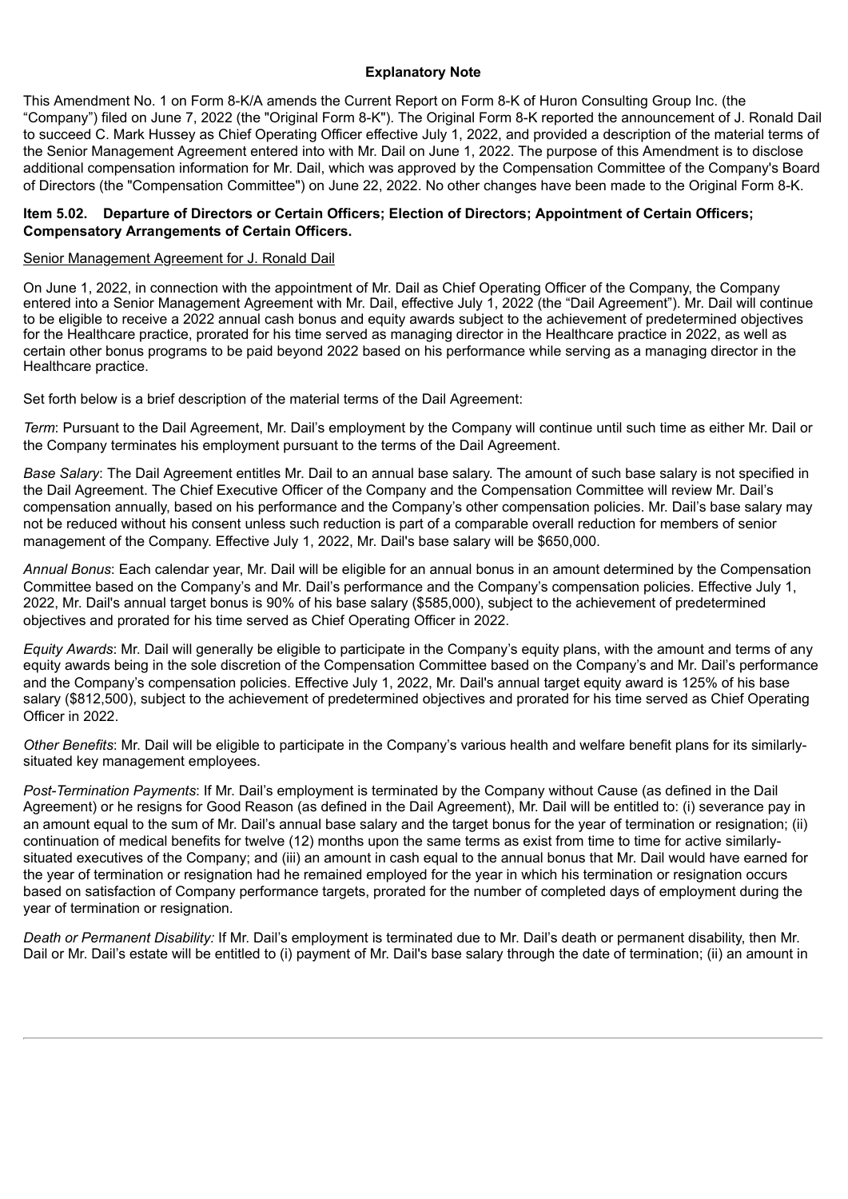**Explanatory Note**

This Amendment No. 1 on Form 8-K/A amends the Current Report on Form 8-K of Huron Consulting Group Inc. (the "Company") filed on June 7, 2022 (the "Original Form 8-K"). The Original Form 8-K reported the announcement of J. Ronald Dail to succeed C. Mark Hussey as Chief Operating Officer effective July 1, 2022, and provided a description of the material terms of the Senior Management Agreement entered into with Mr. Dail on June 1, 2022. The purpose of this Amendment is to disclose additional compensation information for Mr. Dail, which was approved by the Compensation Committee of the Company's Board of Directors (the "Compensation Committee") on June 22, 2022. No other changes have been made to the Original Form 8-K.

**Item 5.02. Departure of Directors or Certain Officers; Election of Directors; Appointment of Certain Officers; Compensatory Arrangements of Certain Officers.**

Senior Management Agreement for J. Ronald Dail

On June 1, 2022, in connection with the appointment of Mr. Dail as Chief Operating Officer of the Company, the Company entered into a Senior Management Agreement with Mr. Dail, effective July 1, 2022 (the "Dail Agreement"). Mr. Dail will continue to be eligible to receive a 2022 annual cash bonus and equity awards subject to the achievement of predetermined objectives for the Healthcare practice, prorated for his time served as managing director in the Healthcare practice in 2022, as well as certain other bonus programs to be paid beyond 2022 based on his performance while serving as a managing director in the Healthcare practice.

Set forth below is a brief description of the material terms of the Dail Agreement:

*Term*: Pursuant to the Dail Agreement, Mr. Dail's employment by the Company will continue until such time as either Mr. Dail or the Company terminates his employment pursuant to the terms of the Dail Agreement.

*Base Salary*: The Dail Agreement entitles Mr. Dail to an annual base salary. The amount of such base salary is not specified in the Dail Agreement. The Chief Executive Officer of the Company and the Compensation Committee will review Mr. Dail's compensation annually, based on his performance and the Company's other compensation policies. Mr. Dail's base salary may not be reduced without his consent unless such reduction is part of a comparable overall reduction for members of senior management of the Company. Effective July 1, 2022, Mr. Dail's base salary will be $650,000.

*Annual Bonus*: Each calendar year, Mr. Dail will be eligible for an annual bonus in an amount determined by the Compensation Committee based on the Company's and Mr. Dail's performance and the Company's compensation policies. Effective July 1, 2022, Mr. Dail's annual target bonus is 90% of his base salary ($585,000), subject to the achievement of predetermined objectives and prorated for his time served as Chief Operating Officer in 2022.

*Equity Awards*: Mr. Dail will generally be eligible to participate in the Company's equity plans, with the amount and terms of any equity awards being in the sole discretion of the Compensation Committee based on the Company's and Mr. Dail's performance and the Company's compensation policies. Effective July 1, 2022, Mr. Dail's annual target equity award is 125% of his base salary ($812,500), subject to the achievement of predetermined objectives and prorated for his time served as Chief Operating Officer in 2022.

*Other Benefits*: Mr. Dail will be eligible to participate in the Company's various health and welfare benefit plans for its similarly-situated key management employees.

*Post-Termination Payments*: If Mr. Dail's employment is terminated by the Company without Cause (as defined in the Dail Agreement) or he resigns for Good Reason (as defined in the Dail Agreement), Mr. Dail will be entitled to: (i) severance pay in an amount equal to the sum of Mr. Dail's annual base salary and the target bonus for the year of termination or resignation; (ii) continuation of medical benefits for twelve (12) months upon the same terms as exist from time to time for active similarly-situated executives of the Company; and (iii) an amount in cash equal to the annual bonus that Mr. Dail would have earned for the year of termination or resignation had he remained employed for the year in which his termination or resignation occurs based on satisfaction of Company performance targets, prorated for the number of completed days of employment during the year of termination or resignation.

*Death or Permanent Disability:* If Mr. Dail's employment is terminated due to Mr. Dail's death or permanent disability, then Mr. Dail or Mr. Dail's estate will be entitled to (i) payment of Mr. Dail's base salary through the date of termination; (ii) an amount in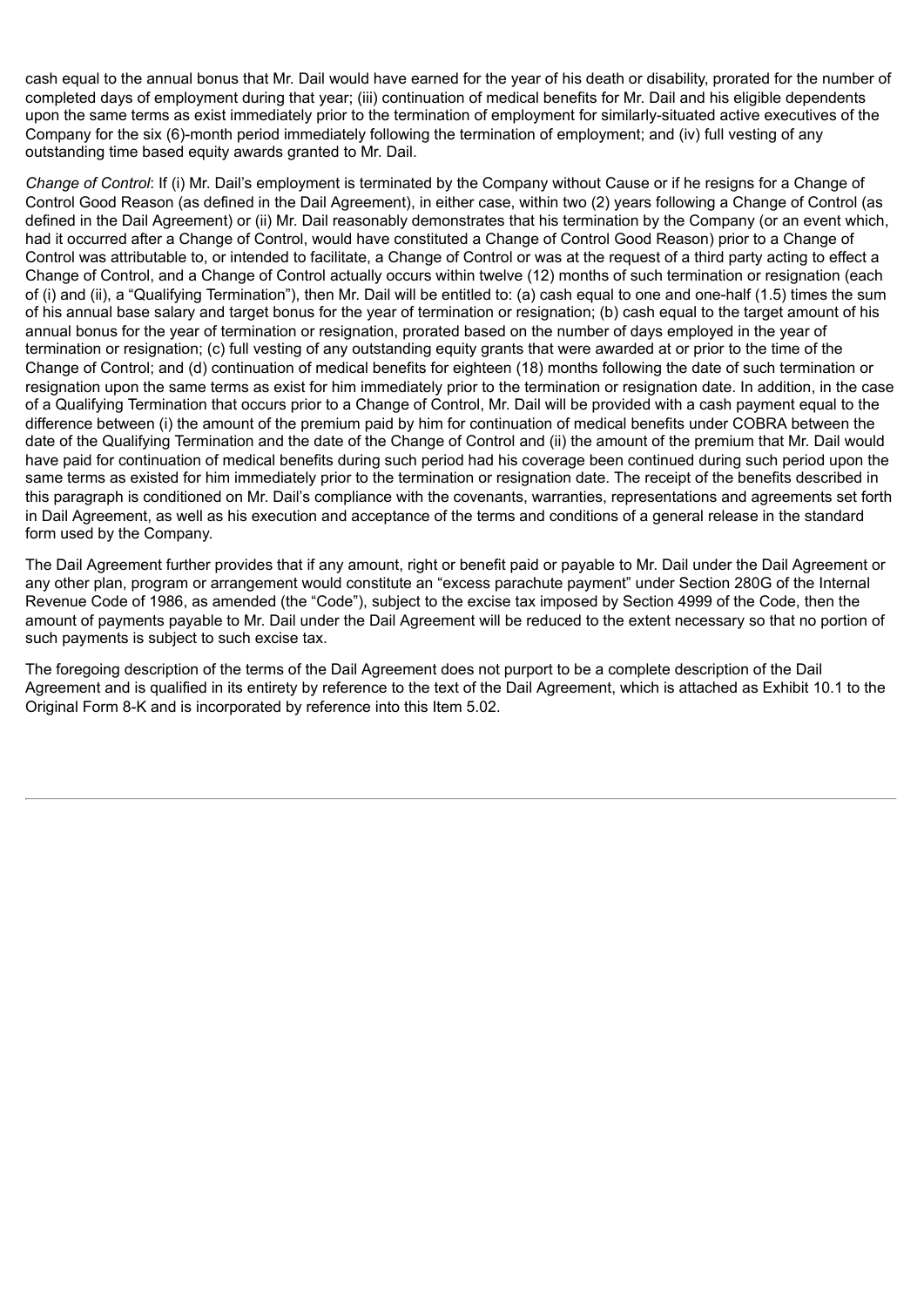cash equal to the annual bonus that Mr. Dail would have earned for the year of his death or disability, prorated for the number of completed days of employment during that year; (iii) continuation of medical benefits for Mr. Dail and his eligible dependents upon the same terms as exist immediately prior to the termination of employment for similarly-situated active executives of the Company for the six (6)-month period immediately following the termination of employment; and (iv) full vesting of any outstanding time based equity awards granted to Mr. Dail.

*Change of Control*: If (i) Mr. Dail's employment is terminated by the Company without Cause or if he resigns for a Change of Control Good Reason (as defined in the Dail Agreement), in either case, within two (2) years following a Change of Control (as defined in the Dail Agreement) or (ii) Mr. Dail reasonably demonstrates that his termination by the Company (or an event which, had it occurred after a Change of Control, would have constituted a Change of Control Good Reason) prior to a Change of Control was attributable to, or intended to facilitate, a Change of Control or was at the request of a third party acting to effect a Change of Control, and a Change of Control actually occurs within twelve (12) months of such termination or resignation (each of (i) and (ii), a "Qualifying Termination"), then Mr. Dail will be entitled to: (a) cash equal to one and one-half (1.5) times the sum of his annual base salary and target bonus for the year of termination or resignation; (b) cash equal to the target amount of his annual bonus for the year of termination or resignation, prorated based on the number of days employed in the year of termination or resignation; (c) full vesting of any outstanding equity grants that were awarded at or prior to the time of the Change of Control; and (d) continuation of medical benefits for eighteen (18) months following the date of such termination or resignation upon the same terms as exist for him immediately prior to the termination or resignation date. In addition, in the case of a Qualifying Termination that occurs prior to a Change of Control, Mr. Dail will be provided with a cash payment equal to the difference between (i) the amount of the premium paid by him for continuation of medical benefits under COBRA between the date of the Qualifying Termination and the date of the Change of Control and (ii) the amount of the premium that Mr. Dail would have paid for continuation of medical benefits during such period had his coverage been continued during such period upon the same terms as existed for him immediately prior to the termination or resignation date. The receipt of the benefits described in this paragraph is conditioned on Mr. Dail's compliance with the covenants, warranties, representations and agreements set forth in Dail Agreement, as well as his execution and acceptance of the terms and conditions of a general release in the standard form used by the Company.

The Dail Agreement further provides that if any amount, right or benefit paid or payable to Mr. Dail under the Dail Agreement or any other plan, program or arrangement would constitute an "excess parachute payment" under Section 280G of the Internal Revenue Code of 1986, as amended (the "Code"), subject to the excise tax imposed by Section 4999 of the Code, then the amount of payments payable to Mr. Dail under the Dail Agreement will be reduced to the extent necessary so that no portion of such payments is subject to such excise tax.

The foregoing description of the terms of the Dail Agreement does not purport to be a complete description of the Dail Agreement and is qualified in its entirety by reference to the text of the Dail Agreement, which is attached as Exhibit 10.1 to the Original Form 8-K and is incorporated by reference into this Item 5.02.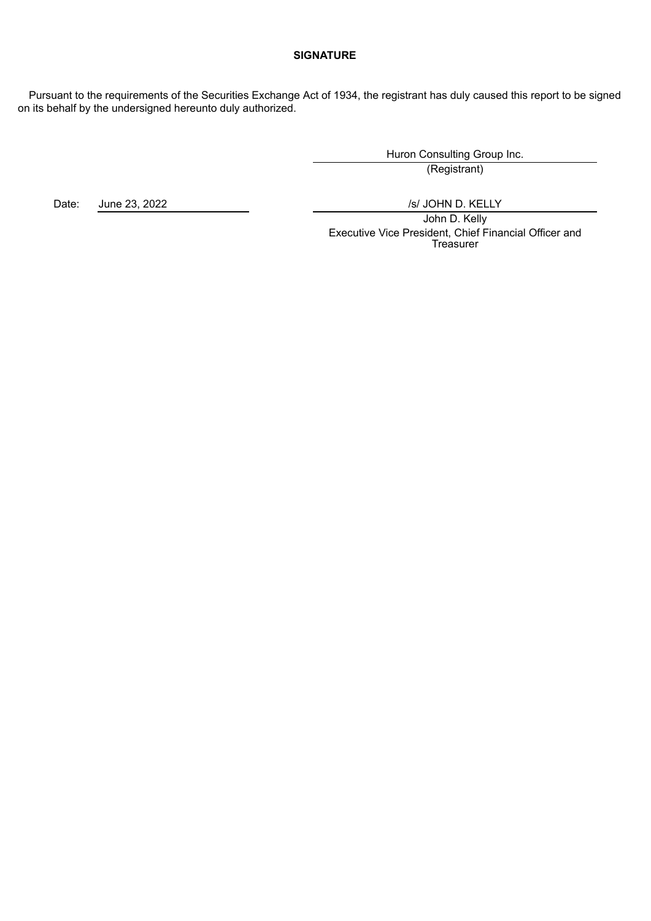**SIGNATURE**

Pursuant to the requirements of the Securities Exchange Act of 1934, the registrant has duly caused this report to be signed on its behalf by the undersigned hereunto duly authorized.

Huron Consulting Group Inc.
(Registrant)

Date: June 23, 2022

/s/ JOHN D. KELLY
John D. Kelly
Executive Vice President, Chief Financial Officer and Treasurer